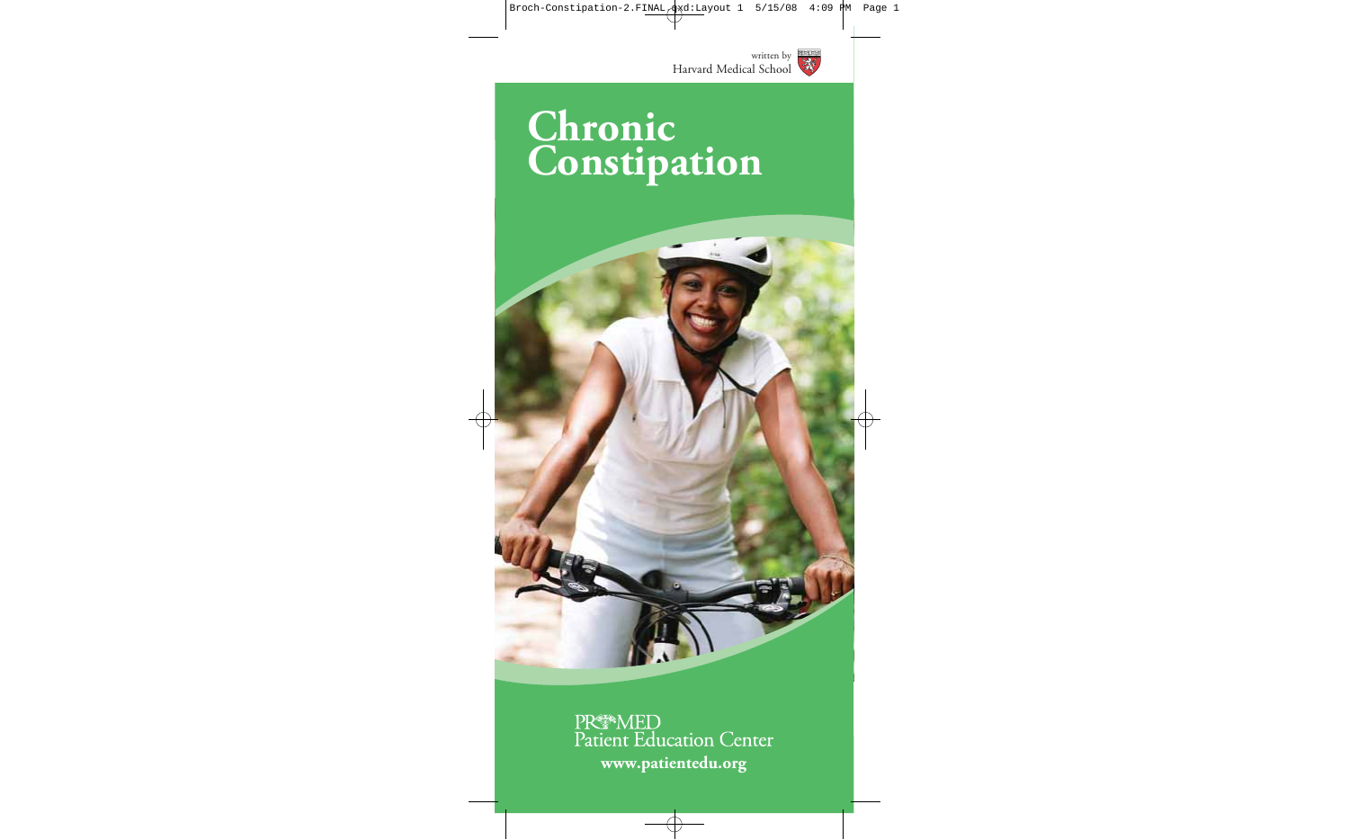written by Harvard Medical School

# Chronic Constipation

PROMED Patient Education Center

**www.patientedu.org**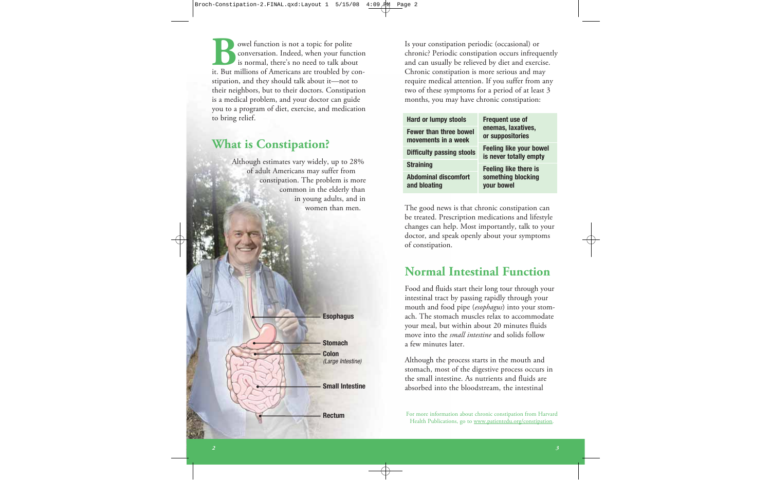Bowel function is not a topic for polite conversation. Indeed, when your function is normal, there's no need to talk about it. But millions of Americans are troubled by constipation, and they should talk about it—not to their neighbors, but to their doctors. Constipation is a medical problem, and your doctor can guide you to a program of diet, exercise, and medication to bring relief.

## What is Constipation?

Although estimates vary widely, up to 28% of adult Americans may suffer from constipation. The problem is more common in the elderly than in young adults, and in women than men.

Esophagus

Stomach

Colon
*(Large Intestine)*

Small Intestine

Rectum

Is your constipation periodic (occasional) or chronic? Periodic constipation occurs infrequently and can usually be relieved by diet and exercise. Chronic constipation is more serious and may require medical attention. If you suffer from any two of these symptoms for a period of at least 3 months, you may have chronic constipation:

| | |
|---|---|
| **Hard or lumpy stools** | **Frequent use of enemas, laxatives, or suppositories** |
| **Fewer than three bowel movements in a week** | |
| **Difficulty passing stools** | **Feeling like your bowel is never totally empty** |
| **Straining** | **Feeling like there is something blocking your bowel** |
| **Abdominal discomfort and bloating** | |

The good news is that chronic constipation can be treated. Prescription medications and lifestyle changes can help. Most importantly, talk to your doctor, and speak openly about your symptoms of constipation.

## Normal Intestinal Function

Food and fluids start their long tour through your intestinal tract by passing rapidly through your mouth and food pipe (*esophagus*) into your stomach. The stomach muscles relax to accommodate your meal, but within about 20 minutes fluids move into the *small intestine* and solids follow a few minutes later.

Although the process starts in the mouth and stomach, most of the digestive process occurs in the small intestine. As nutrients and fluids are absorbed into the bloodstream, the intestinal

For more information about chronic constipation from Harvard Health Publications, go to www.patientedu.org/constipation.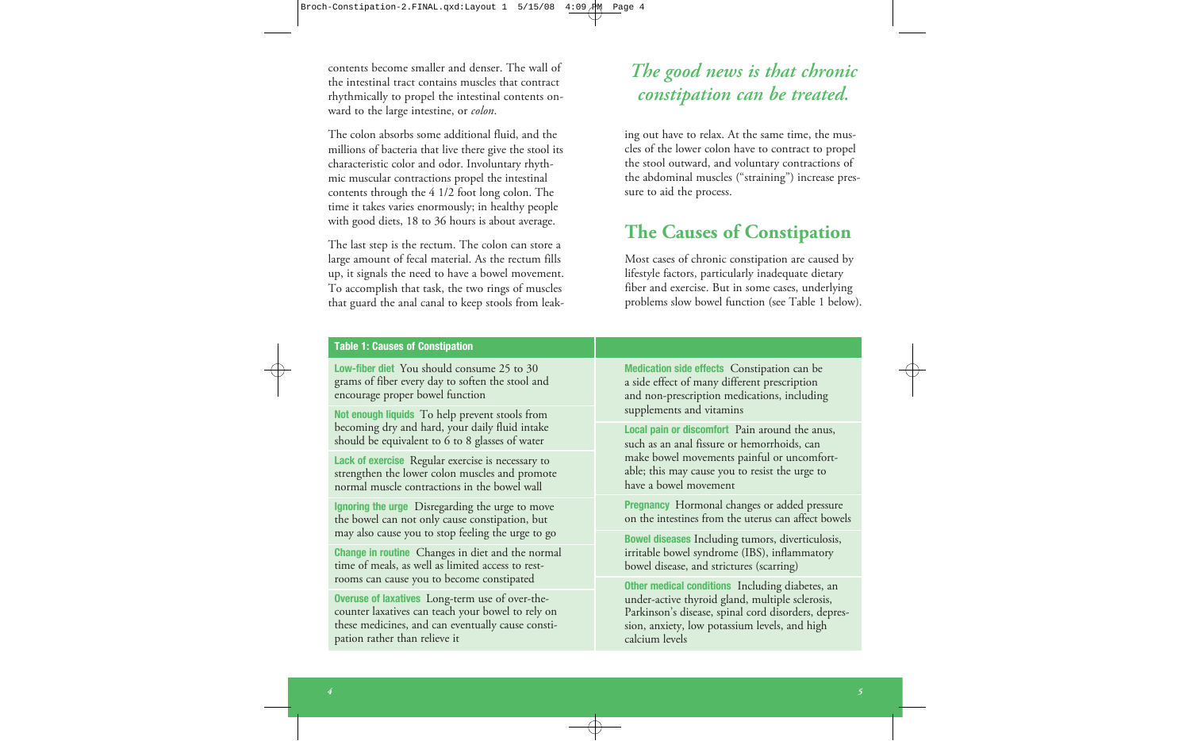contents become smaller and denser. The wall of the intestinal tract contains muscles that contract rhythmically to propel the intestinal contents onward to the large intestine, or *colon*.

The colon absorbs some additional fluid, and the millions of bacteria that live there give the stool its characteristic color and odor. Involuntary rhythmic muscular contractions propel the intestinal contents through the 4 1/2 foot long colon. The time it takes varies enormously; in healthy people with good diets, 18 to 36 hours is about average.

The last step is the rectum. The colon can store a large amount of fecal material. As the rectum fills up, it signals the need to have a bowel movement. To accomplish that task, the two rings of muscles that guard the anal canal to keep stools from leaking out have to relax. At the same time, the muscles of the lower colon have to contract to propel the stool outward, and voluntary contractions of the abdominal muscles ("straining") increase pressure to aid the process.

*The good news is that chronic constipation can be treated.*

## The Causes of Constipation

Most cases of chronic constipation are caused by lifestyle factors, particularly inadequate dietary fiber and exercise. But in some cases, underlying problems slow bowel function (see Table 1 below).

**Table 1: Causes of Constipation**

| | |
|---|---|
| **Low-fiber diet** You should consume 25 to 30 grams of fiber every day to soften the stool and encourage proper bowel function | **Medication side effects** Constipation can be a side effect of many different prescription and non-prescription medications, including supplements and vitamins |
| **Not enough liquids** To help prevent stools from becoming dry and hard, your daily fluid intake should be equivalent to 6 to 8 glasses of water | **Local pain or discomfort** Pain around the anus, such as an anal fissure or hemorrhoids, can make bowel movements painful or uncomfortable; this may cause you to resist the urge to have a bowel movement |
| **Lack of exercise** Regular exercise is necessary to strengthen the lower colon muscles and promote normal muscle contractions in the bowel wall | **Pregnancy** Hormonal changes or added pressure on the intestines from the uterus can affect bowels |
| **Ignoring the urge** Disregarding the urge to move the bowel can not only cause constipation, but may also cause you to stop feeling the urge to go | **Bowel diseases** Including tumors, diverticulosis, irritable bowel syndrome (IBS), inflammatory bowel disease, and strictures (scarring) |
| **Change in routine** Changes in diet and the normal time of meals, as well as limited access to restrooms can cause you to become constipated | **Other medical conditions** Including diabetes, an under-active thyroid gland, multiple sclerosis, Parkinson's disease, spinal cord disorders, depression, anxiety, low potassium levels, and high calcium levels |
| **Overuse of laxatives** Long-term use of over-the-counter laxatives can teach your bowel to rely on these medicines, and can eventually cause constipation rather than relieve it | |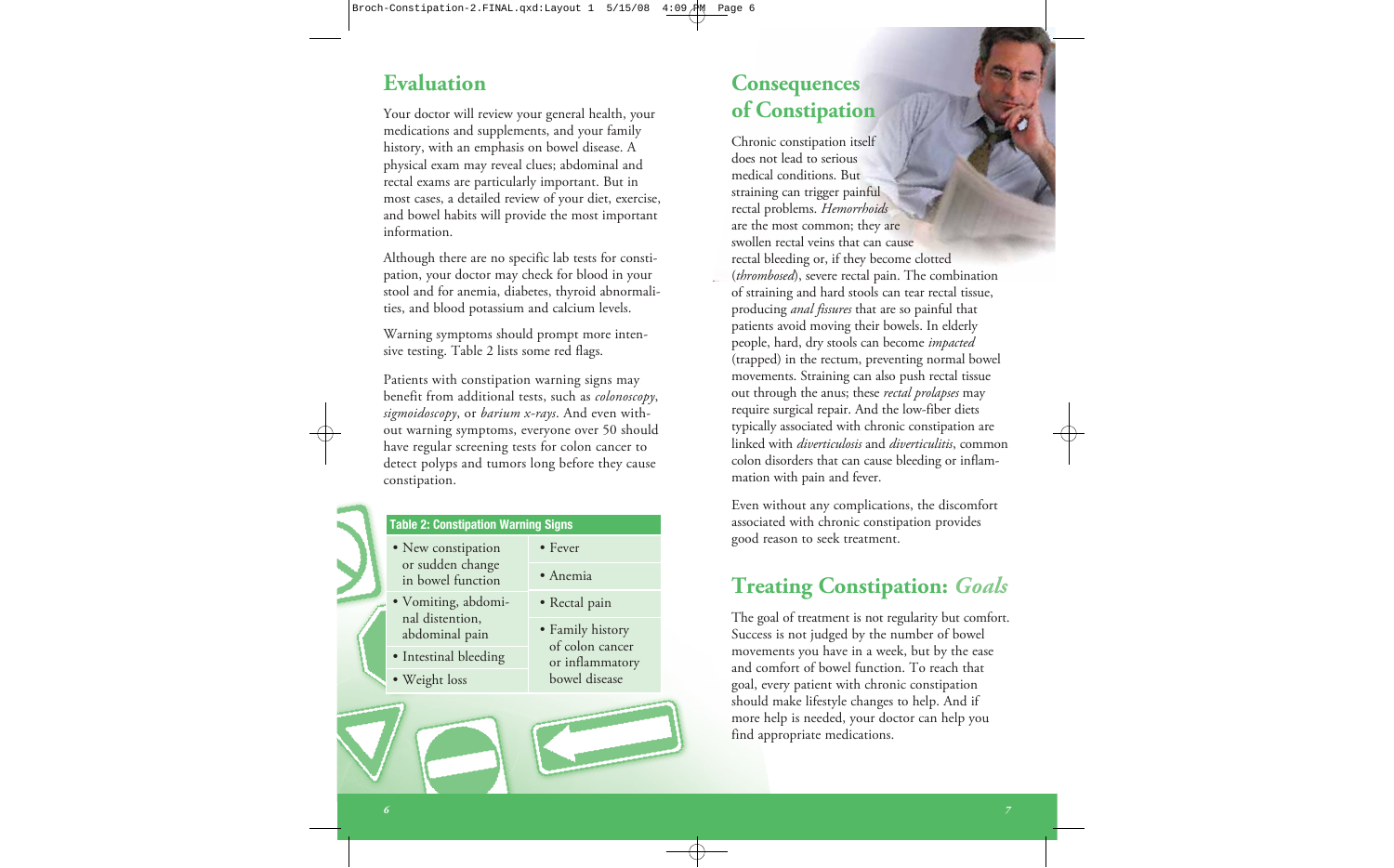## Evaluation

Your doctor will review your general health, your medications and supplements, and your family history, with an emphasis on bowel disease. A physical exam may reveal clues; abdominal and rectal exams are particularly important. But in most cases, a detailed review of your diet, exercise, and bowel habits will provide the most important information.

Although there are no specific lab tests for constipation, your doctor may check for blood in your stool and for anemia, diabetes, thyroid abnormalities, and blood potassium and calcium levels.

Warning symptoms should prompt more intensive testing. Table 2 lists some red flags.

Patients with constipation warning signs may benefit from additional tests, such as *colonoscopy*, *sigmoidoscopy*, or *barium x-rays*. And even without warning symptoms, everyone over 50 should have regular screening tests for colon cancer to detect polyps and tumors long before they cause constipation.

**Table 2: Constipation Warning Signs**

| | |
|---|---|
| • New constipation or sudden change in bowel function | • Fever |
| | • Anemia |
| • Vomiting, abdominal distention, abdominal pain | • Rectal pain |
| • Intestinal bleeding | • Family history of colon cancer or inflammatory bowel disease |
| • Weight loss | |

## Consequences of Constipation

Chronic constipation itself does not lead to serious medical conditions. But straining can trigger painful rectal problems. *Hemorrhoids* are the most common; they are swollen rectal veins that can cause rectal bleeding or, if they become clotted (*thrombosed*), severe rectal pain. The combination of straining and hard stools can tear rectal tissue, producing *anal fissures* that are so painful that patients avoid moving their bowels. In elderly people, hard, dry stools can become *impacted* (trapped) in the rectum, preventing normal bowel movements. Straining can also push rectal tissue out through the anus; these *rectal prolapses* may require surgical repair. And the low-fiber diets typically associated with chronic constipation are linked with *diverticulosis* and *diverticulitis*, common colon disorders that can cause bleeding or inflammation with pain and fever.

Even without any complications, the discomfort associated with chronic constipation provides good reason to seek treatment.

## Treating Constipation: *Goals*

The goal of treatment is not regularity but comfort. Success is not judged by the number of bowel movements you have in a week, but by the ease and comfort of bowel function. To reach that goal, every patient with chronic constipation should make lifestyle changes to help. And if more help is needed, your doctor can help you find appropriate medications.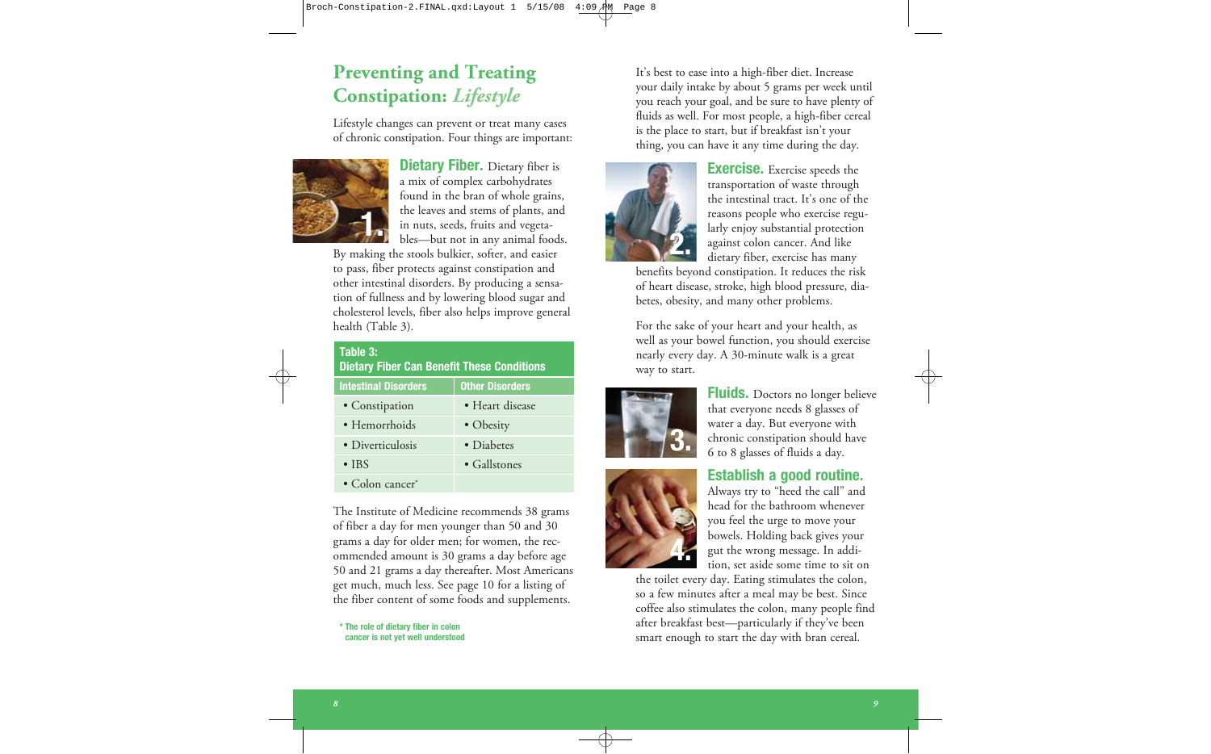## Preventing and Treating Constipation: *Lifestyle*

Lifestyle changes can prevent or treat many cases of chronic constipation. Four things are important:

**1. Dietary Fiber.** Dietary fiber is a mix of complex carbohydrates found in the bran of whole grains, the leaves and stems of plants, and in nuts, seeds, fruits and vegetables—but not in any animal foods. By making the stools bulkier, softer, and easier to pass, fiber protects against constipation and other intestinal disorders. By producing a sensation of fullness and by lowering blood sugar and cholesterol levels, fiber also helps improve general health (Table 3).

**Table 3: Dietary Fiber Can Benefit These Conditions**

| Intestinal Disorders | Other Disorders |
| --- | --- |
| • Constipation | • Heart disease |
| • Hemorrhoids | • Obesity |
| • Diverticulosis | • Diabetes |
| • IBS | • Gallstones |
| • Colon cancer* | |

\* The role of dietary fiber in colon cancer is not yet well understood

The Institute of Medicine recommends 38 grams of fiber a day for men younger than 50 and 30 grams a day for older men; for women, the recommended amount is 30 grams a day before age 50 and 21 grams a day thereafter. Most Americans get much, much less. See page 10 for a listing of the fiber content of some foods and supplements.

It's best to ease into a high-fiber diet. Increase your daily intake by about 5 grams per week until you reach your goal, and be sure to have plenty of fluids as well. For most people, a high-fiber cereal is the place to start, but if breakfast isn't your thing, you can have it any time during the day.

**2. Exercise.** Exercise speeds the transportation of waste through the intestinal tract. It's one of the reasons people who exercise regularly enjoy substantial protection against colon cancer. And like dietary fiber, exercise has many benefits beyond constipation. It reduces the risk of heart disease, stroke, high blood pressure, diabetes, obesity, and many other problems.

For the sake of your heart and your health, as well as your bowel function, you should exercise nearly every day. A 30-minute walk is a great way to start.

**3. Fluids.** Doctors no longer believe that everyone needs 8 glasses of water a day. But everyone with chronic constipation should have 6 to 8 glasses of fluids a day.

**4. Establish a good routine.** Always try to "heed the call" and head for the bathroom whenever you feel the urge to move your bowels. Holding back gives your gut the wrong message. In addition, set aside some time to sit on the toilet every day. Eating stimulates the colon, so a few minutes after a meal may be best. Since coffee also stimulates the colon, many people find after breakfast best—particularly if they've been smart enough to start the day with bran cereal.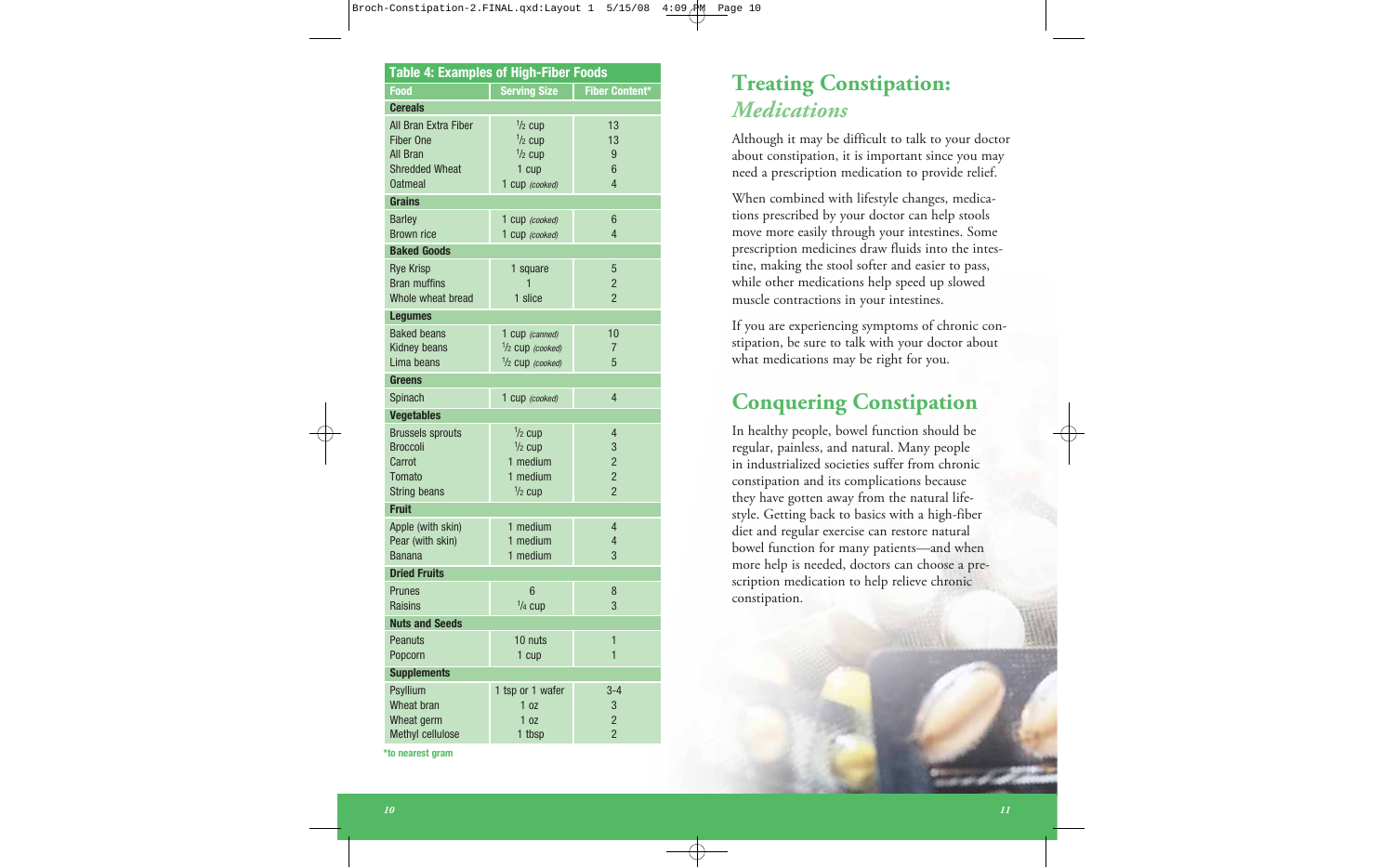| Table 4: Examples of High-Fiber Foods | | |
|---|---|---|
| **Food** | **Serving Size** | **Fiber Content*** |
| **Cereals** | | |
| All Bran Extra Fiber | ½ cup | 13 |
| Fiber One | ½ cup | 13 |
| All Bran | ½ cup | 9 |
| Shredded Wheat | 1 cup | 6 |
| Oatmeal | 1 cup *(cooked)* | 4 |
| **Grains** | | |
| Barley | 1 cup *(cooked)* | 6 |
| Brown rice | 1 cup *(cooked)* | 4 |
| **Baked Goods** | | |
| Rye Krisp | 1 square | 5 |
| Bran muffins | 1 | 2 |
| Whole wheat bread | 1 slice | 2 |
| **Legumes** | | |
| Baked beans | 1 cup *(canned)* | 10 |
| Kidney beans | ½ cup *(cooked)* | 7 |
| Lima beans | ½ cup *(cooked)* | 5 |
| **Greens** | | |
| Spinach | 1 cup *(cooked)* | 4 |
| **Vegetables** | | |
| Brussels sprouts | ½ cup | 4 |
| Broccoli | ½ cup | 3 |
| Carrot | 1 medium | 2 |
| Tomato | 1 medium | 2 |
| String beans | ½ cup | 2 |
| **Fruit** | | |
| Apple (with skin) | 1 medium | 4 |
| Pear (with skin) | 1 medium | 4 |
| Banana | 1 medium | 3 |
| **Dried Fruits** | | |
| Prunes | 6 | 8 |
| Raisins | ¼ cup | 3 |
| **Nuts and Seeds** | | |
| Peanuts | 10 nuts | 1 |
| Popcorn | 1 cup | 1 |
| **Supplements** | | |
| Psyllium | 1 tsp or 1 wafer | 3-4 |
| Wheat bran | 1 oz | 3 |
| Wheat germ | 1 oz | 2 |
| Methyl cellulose | 1 tbsp | 2 |

*to nearest gram

# Treating Constipation: *Medications*

Although it may be difficult to talk to your doctor about constipation, it is important since you may need a prescription medication to provide relief.

When combined with lifestyle changes, medications prescribed by your doctor can help stools move more easily through your intestines. Some prescription medicines draw fluids into the intestine, making the stool softer and easier to pass, while other medications help speed up slowed muscle contractions in your intestines.

If you are experiencing symptoms of chronic constipation, be sure to talk with your doctor about what medications may be right for you.

# Conquering Constipation

In healthy people, bowel function should be regular, painless, and natural. Many people in industrialized societies suffer from chronic constipation and its complications because they have gotten away from the natural lifestyle. Getting back to basics with a high-fiber diet and regular exercise can restore natural bowel function for many patients—and when more help is needed, doctors can choose a prescription medication to help relieve chronic constipation.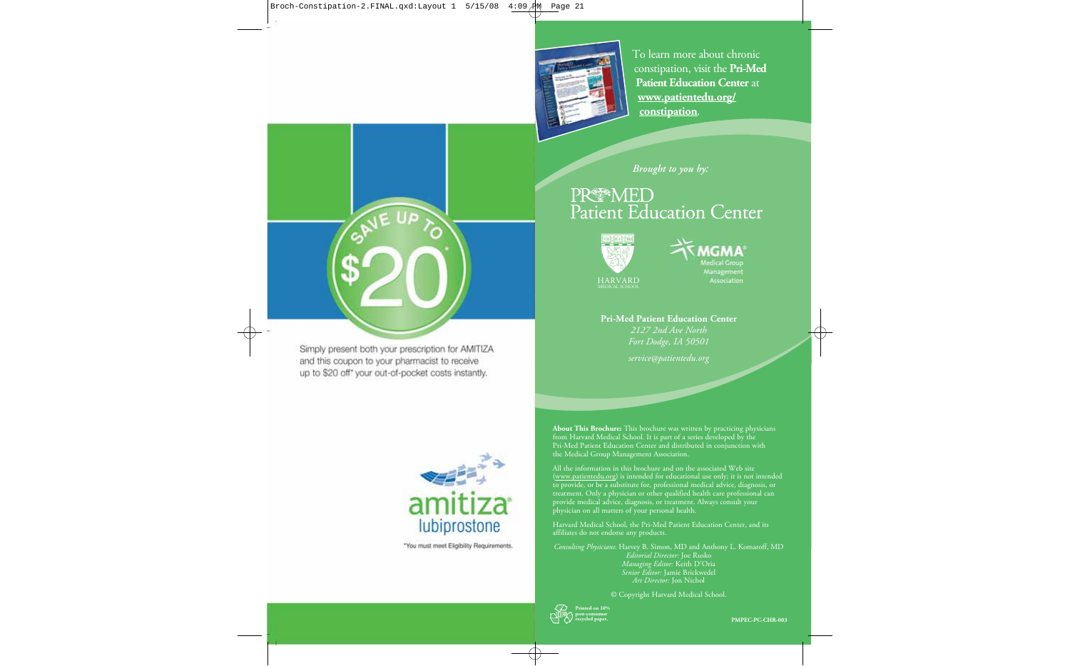SAVE UP TO $20*

Simply present both your prescription for AMITIZA and this coupon to your pharmacist to receive up to $20 off* your out-of-pocket costs instantly.

amitiza® lubiprostone

*You must meet Eligibility Requirements.

To learn more about chronic constipation, visit the **Pri-Med Patient Education Center** at **www.patientedu.org/constipation**.

*Brought to you by:*

PRI-MED Patient Education Center

HARVARD MEDICAL SCHOOL

MGMA® Medical Group Management Association

**Pri-Med Patient Education Center**
*2127 2nd Ave North*
*Fort Dodge, IA 50501*

*service@patientedu.org*

**About This Brochure:** This brochure was written by practicing physicians from Harvard Medical School. It is part of a series developed by the Pri-Med Patient Education Center and distributed in conjunction with the Medical Group Management Association.

All the information in this brochure and on the associated Web site (www.patientedu.org) is intended for educational use only; it is not intended to provide, or be a substitute for, professional medical advice, diagnosis, or treatment. Only a physician or other qualified health care professional can provide medical advice, diagnosis, or treatment. Always consult your physician on all matters of your personal health.

Harvard Medical School, the Pri-Med Patient Education Center, and its affiliates do not endorse any products.

*Consulting Physicians:* Harvey B. Simon, MD and Anthony L. Komaroff, MD
*Editorial Director:* Joe Rusko
*Managing Editor:* Keith D'Oria
*Senior Editor:* Jamie Brickwedel
*Art Director:* Jon Nichol

© Copyright Harvard Medical School.

Printed on 10% post-consumer recycled paper.

PMPEC-PC-CHR-003